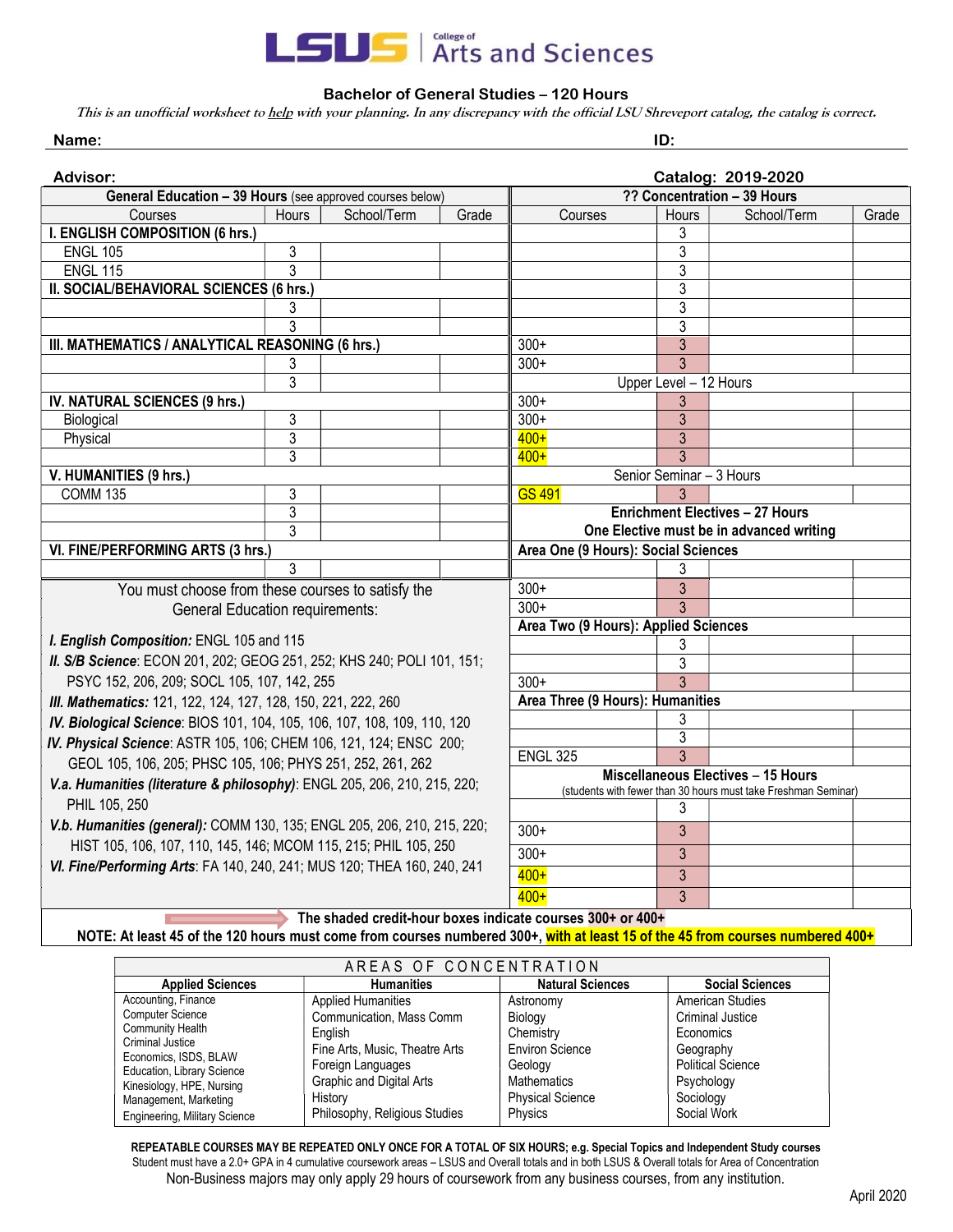LSUS College of Arts and Sciences

# Bachelor of General Studies – 120 Hours

*This is an unofficial worksheet to help with your planning. In any discrepancy with the official LSU Shreveport catalog, the catalog is correct.*

**Name:** **ID:**

**Advisor:** **Catalog: 2019-2020**

| General Education – 39 Hours (see approved courses below) | | | |
|---|---|---|---|
| Courses | Hours | School/Term | Grade |
| **I. ENGLISH COMPOSITION (6 hrs.)** | | | |
| ENGL 105 | 3 | | |
| ENGL 115 | 3 | | |
| **II. SOCIAL/BEHAVIORAL SCIENCES (6 hrs.)** | | | |
| | 3 | | |
| | 3 | | |
| **III. MATHEMATICS / ANALYTICAL REASONING (6 hrs.)** | | | |
| | 3 | | |
| | 3 | | |
| **IV. NATURAL SCIENCES (9 hrs.)** | | | |
| Biological | 3 | | |
| Physical | 3 | | |
| | 3 | | |
| **V. HUMANITIES (9 hrs.)** | | | |
| COMM 135 | 3 | | |
| | 3 | | |
| | 3 | | |
| **VI. FINE/PERFORMING ARTS (3 hrs.)** | | | |
| | 3 | | |

| ?? Concentration – 39 Hours | | | |
|---|---|---|---|
| Courses | Hours | School/Term | Grade |
| | 3 | | |
| | 3 | | |
| | 3 | | |
| | 3 | | |
| | 3 | | |
| | 3 | | |
| 300+ | 3 | | |
| 300+ | 3 | | |
| **Upper Level – 12 Hours** | | | |
| 300+ | 3 | | |
| 300+ | 3 | | |
| 400+ | 3 | | |
| 400+ | 3 | | |
| **Senior Seminar – 3 Hours** | | | |
| GS 491 | 3 | | |
| **Enrichment Electives – 27 Hours** One Elective must be in advanced writing | | | |
| **Area One (9 Hours): Social Sciences** | | | |
| | 3 | | |
| 300+ | 3 | | |
| 300+ | 3 | | |
| **Area Two (9 Hours): Applied Sciences** | | | |
| | 3 | | |
| | 3 | | |
| 300+ | 3 | | |
| **Area Three (9 Hours): Humanities** | | | |
| | 3 | | |
| | 3 | | |
| ENGL 325 | 3 | | |
| **Miscellaneous Electives – 15 Hours** (students with fewer than 30 hours must take Freshman Seminar) | | | |
| | 3 | | |
| 300+ | 3 | | |
| 300+ | 3 | | |
| 400+ | 3 | | |
| 400+ | 3 | | |

You must choose from these courses to satisfy the General Education requirements:

- ***I. English Composition:*** ENGL 105 and 115
- ***II. S/B Science*:** ECON 201, 202; GEOG 251, 252; KHS 240; POLI 101, 151; PSYC 152, 206, 209; SOCL 105, 107, 142, 255
- ***III. Mathematics:*** 121, 122, 124, 127, 128, 150, 221, 222, 260
- ***IV. Biological Science*:** BIOS 101, 104, 105, 106, 107, 108, 109, 110, 120
- ***IV. Physical Science*:** ASTR 105, 106; CHEM 106, 121, 124; ENSC 200; GEOL 105, 106, 205; PHSC 105, 106; PHYS 251, 252, 261, 262
- ***V.a. Humanities (literature & philosophy)*:** ENGL 205, 206, 210, 215, 220; PHIL 105, 250
- ***V.b. Humanities (general):*** COMM 130, 135; ENGL 205, 206, 210, 215, 220; HIST 105, 106, 107, 110, 145, 146; MCOM 115, 215; PHIL 105, 250
- ***VI. Fine/Performing Arts*:** FA 140, 240, 241; MUS 120; THEA 160, 240, 241

**The shaded credit-hour boxes indicate courses 300+ or 400+**

**NOTE: At least 45 of the 120 hours must come from courses numbered 300+, with at least 15 of the 45 from courses numbered 400+**

| AREAS OF CONCENTRATION | | | |
|---|---|---|---|
| **Applied Sciences** | **Humanities** | **Natural Sciences** | **Social Sciences** |
| Accounting, Finance | Applied Humanities | Astronomy | American Studies |
| Computer Science | Communication, Mass Comm | Biology | Criminal Justice |
| Community Health | English | Chemistry | Economics |
| Criminal Justice | Fine Arts, Music, Theatre Arts | Environ Science | Geography |
| Economics, ISDS, BLAW | Foreign Languages | Geology | Political Science |
| Education, Library Science | Graphic and Digital Arts | Mathematics | Psychology |
| Kinesiology, HPE, Nursing | History | Physical Science | Sociology |
| Management, Marketing | Philosophy, Religious Studies | Physics | Social Work |
| Engineering, Military Science | | | |

**REPEATABLE COURSES MAY BE REPEATED ONLY ONCE FOR A TOTAL OF SIX HOURS; e.g. Special Topics and Independent Study courses**

Student must have a 2.0+ GPA in 4 cumulative coursework areas – LSUS and Overall totals and in both LSUS & Overall totals for Area of Concentration

Non-Business majors may only apply 29 hours of coursework from any business courses, from any institution.

April 2020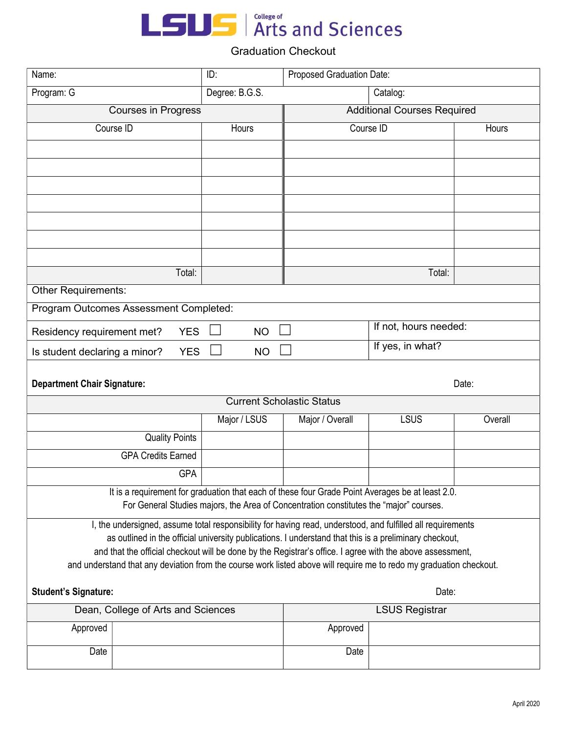# LSUS College of Arts and Sciences

## Graduation Checkout

| Name: | ID: | Proposed Graduation Date: | |
|---|---|---|---|
| Program: G | Degree: B.G.S. | | Catalog: |

| Courses in Progress | | Additional Courses Required | |
|---|---|---|---|
| Course ID | Hours | Course ID | Hours |
| | | | |
| | | | |
| | | | |
| | | | |
| | | | |
| | | | |
| | | | |
| Total: | | Total: | |

Other Requirements:

Program Outcomes Assessment Completed:

| | | |
|---|---|---|
| Residency requirement met? YES ☐ NO ☐ | | If not, hours needed: |
| Is student declaring a minor? YES ☐ NO ☐ | | If yes, in what? |

**Department Chair Signature:** Date:

| Current Scholastic Status | | | | |
|---|---|---|---|---|
| | Major / LSUS | Major / Overall | LSUS | Overall |
| Quality Points | | | | |
| GPA Credits Earned | | | | |
| GPA | | | | |

It is a requirement for graduation that each of these four Grade Point Averages be at least 2.0.
For General Studies majors, the Area of Concentration constitutes the "major" courses.

I, the undersigned, assume total responsibility for having read, understood, and fulfilled all requirements as outlined in the official university publications. I understand that this is a preliminary checkout, and that the official checkout will be done by the Registrar's office. I agree with the above assessment, and understand that any deviation from the course work listed above will require me to redo my graduation checkout.

**Student's Signature:** Date:

| Dean, College of Arts and Sciences | | LSUS Registrar | |
|---|---|---|---|
| Approved | | Approved | |
| Date | | Date | |

April 2020